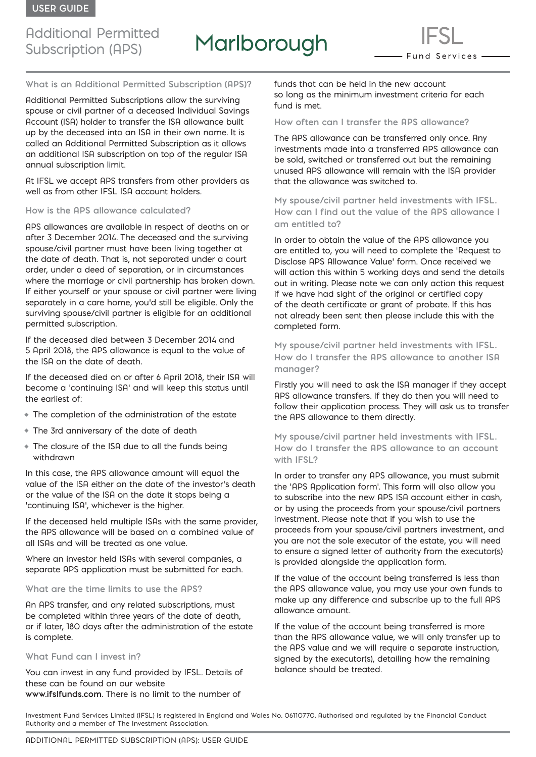USER GUIDE

# Additional Permitted Subscription (APS)

Marlborough

IFSL Fund Services

## What is an Additional Permitted Subscription (APS)?

Additional Permitted Subscriptions allow the surviving spouse or civil partner of a deceased Individual Savings Account (ISA) holder to transfer the ISA allowance built up by the deceased into an ISA in their own name. It is called an Additional Permitted Subscription as it allows an additional ISA subscription on top of the regular ISA annual subscription limit.

At IFSL we accept APS transfers from other providers as well as from other IFSL ISA account holders.

## How is the APS allowance calculated?

APS allowances are available in respect of deaths on or after 3 December 2014. The deceased and the surviving spouse/civil partner must have been living together at the date of death. That is, not separated under a court order, under a deed of separation, or in circumstances where the marriage or civil partnership has broken down. If either yourself or your spouse or civil partner were living separately in a care home, you'd still be eligible. Only the surviving spouse/civil partner is eligible for an additional permitted subscription.

If the deceased died between 3 December 2014 and 5 April 2018, the APS allowance is equal to the value of the ISA on the date of death.

If the deceased died on or after 6 April 2018, their ISA will become a 'continuing ISA' and will keep this status until the earliest of:

- The completion of the administration of the estate
- The 3rd anniversary of the date of death
- The closure of the ISA due to all the funds being withdrawn

In this case, the APS allowance amount will equal the value of the ISA either on the date of the investor's death or the value of the ISA on the date it stops being a 'continuing ISA', whichever is the higher.

If the deceased held multiple ISAs with the same provider, the APS allowance will be based on a combined value of all ISAs and will be treated as one value.

Where an investor held ISAs with several companies, a separate APS application must be submitted for each.

## What are the time limits to use the APS?

An APS transfer, and any related subscriptions, must be completed within three years of the date of death, or if later, 180 days after the administration of the estate is complete.

## What Fund can I invest in?

You can invest in any fund provided by IFSL. Details of these can be found on our website **www.ifslfunds.com**. There is no limit to the number of funds that can be held in the new account so long as the minimum investment criteria for each fund is met.

## How often can I transfer the APS allowance?

The APS allowance can be transferred only once. Any investments made into a transferred APS allowance can be sold, switched or transferred out but the remaining unused APS allowance will remain with the ISA provider that the allowance was switched to.

## My spouse/civil partner held investments with IFSL. How can I find out the value of the APS allowance I am entitled to?

In order to obtain the value of the APS allowance you are entitled to, you will need to complete the 'Request to Disclose APS Allowance Value' form. Once received we will action this within 5 working days and send the details out in writing. Please note we can only action this request if we have had sight of the original or certified copy of the death certificate or grant of probate. If this has not already been sent then please include this with the completed form.

## My spouse/civil partner held investments with IFSL. How do I transfer the APS allowance to another ISA manager?

Firstly you will need to ask the ISA manager if they accept APS allowance transfers. If they do then you will need to follow their application process. They will ask us to transfer the APS allowance to them directly.

## My spouse/civil partner held investments with IFSL. How do I transfer the APS allowance to an account with IFSL?

In order to transfer any APS allowance, you must submit the 'APS Application form'. This form will also allow you to subscribe into the new APS ISA account either in cash, or by using the proceeds from your spouse/civil partners investment. Please note that if you wish to use the proceeds from your spouse/civil partners investment, and you are not the sole executor of the estate, you will need to ensure a signed letter of authority from the executor(s) is provided alongside the application form.

If the value of the account being transferred is less than the APS allowance value, you may use your own funds to make up any difference and subscribe up to the full APS allowance amount.

If the value of the account being transferred is more than the APS allowance value, we will only transfer up to the APS value and we will require a separate instruction, signed by the executor(s), detailing how the remaining balance should be treated.

Investment Fund Services Limited (IFSL) is registered in England and Wales No. 06110770. Authorised and regulated by the Financial Conduct Authority and a member of The Investment Association.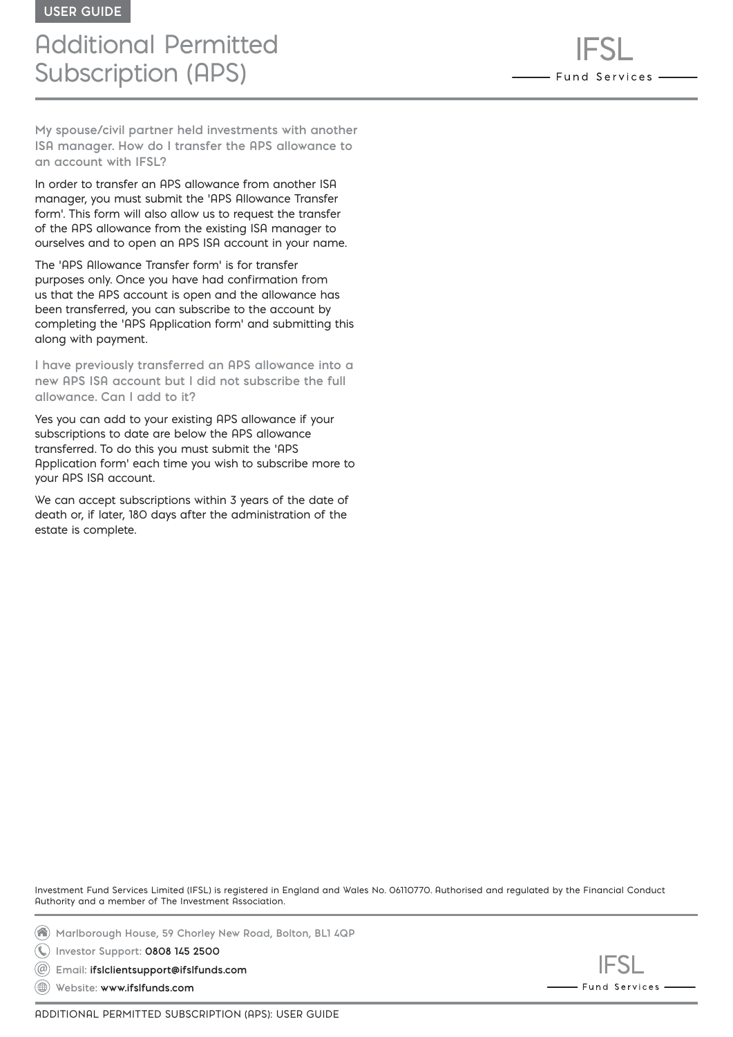My spouse/civil partner held investments with another ISA manager. How do I transfer the APS allowance to an account with IFSL?

In order to transfer an APS allowance from another ISA manager, you must submit the 'APS Allowance Transfer form'. This form will also allow us to request the transfer of the APS allowance from the existing ISA manager to ourselves and to open an APS ISA account in your name.

The 'APS Allowance Transfer form' is for transfer purposes only. Once you have had confirmation from us that the APS account is open and the allowance has been transferred, you can subscribe to the account by completing the 'APS Application form' and submitting this along with payment.

### I have previously transferred an APS allowance into a new APS ISA account but I did not subscribe the full allowance. Can I add to it?

Yes you can add to your existing APS allowance if your subscriptions to date are below the APS allowance transferred. To do this you must submit the 'APS Application form' each time you wish to subscribe more to your APS ISA account.

We can accept subscriptions within 3 years of the date of death or, if later, 180 days after the administration of the estate is complete.

Investment Fund Services Limited (IFSL) is registered in England and Wales No. 06110770. Authorised and regulated by the Financial Conduct Authority and a member of The Investment Association.

Marlborough House, 59 Chorley New Road, Bolton, BL1 4QP

Investor Support: 0808 145 2500

Email: ifslclientsupport@ifslfunds.com

Website: www.ifslfunds.com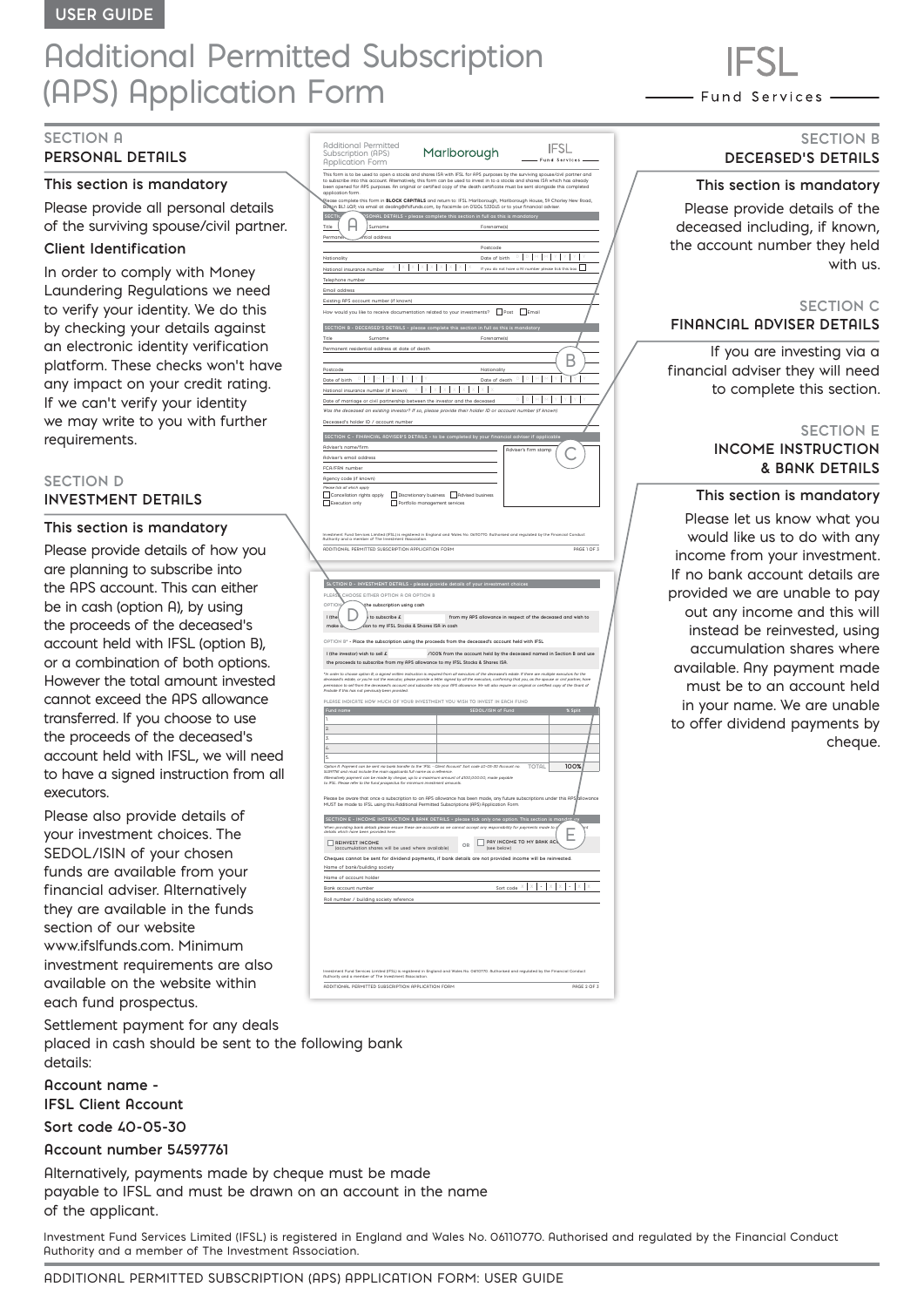USER GUIDE

# Additional Permitted Subscription (APS) Application Form

## SECTION A
### PERSONAL DETAILS

**This section is mandatory**

Please provide all personal details of the surviving spouse/civil partner.

**Client Identification**

In order to comply with Money Laundering Regulations we need to verify your identity. We do this by checking your details against an electronic identity verification platform. These checks won't have any impact on your credit rating. If we can't verify your identity we may write to you with further requirements.

## SECTION B
### DECEASED'S DETAILS

**This section is mandatory**

Please provide details of the deceased including, if known, the account number they held with us.

## SECTION C
### FINANCIAL ADVISER DETAILS

If you are investing via a financial adviser they will need to complete this section.

## SECTION D
### INVESTMENT DETAILS

**This section is mandatory**

Please provide details of how you are planning to subscribe into the APS account. This can either be in cash (option A), by using the proceeds of the deceased's account held with IFSL (option B), or a combination of both options. However the total amount invested cannot exceed the APS allowance transferred. If you choose to use the proceeds of the deceased's account held with IFSL, we will need to have a signed instruction from all executors.

Please also provide details of your investment choices. The SEDOL/ISIN of your chosen funds are available from your financial adviser. Alternatively they are available in the funds section of our website www.ifslfunds.com. Minimum investment requirements are also available on the website within each fund prospectus.

Settlement payment for any deals placed in cash should be sent to the following bank details:

**Account name - IFSL Client Account**

**Sort code 40-05-30**

**Account number 54597761**

Alternatively, payments made by cheque must be made payable to IFSL and must be drawn on an account in the name of the applicant.

## SECTION E
### INCOME INSTRUCTION & BANK DETAILS

**This section is mandatory**

Please let us know what you would like us to do with any income from your investment. If no bank account details are provided we are unable to pay out any income and this will instead be reinvested, using accumulation shares where available. Any payment made must be to an account held in your name. We are unable to offer dividend payments by cheque.

Investment Fund Services Limited (IFSL) is registered in England and Wales No. 06110770. Authorised and regulated by the Financial Conduct Authority and a member of The Investment Association.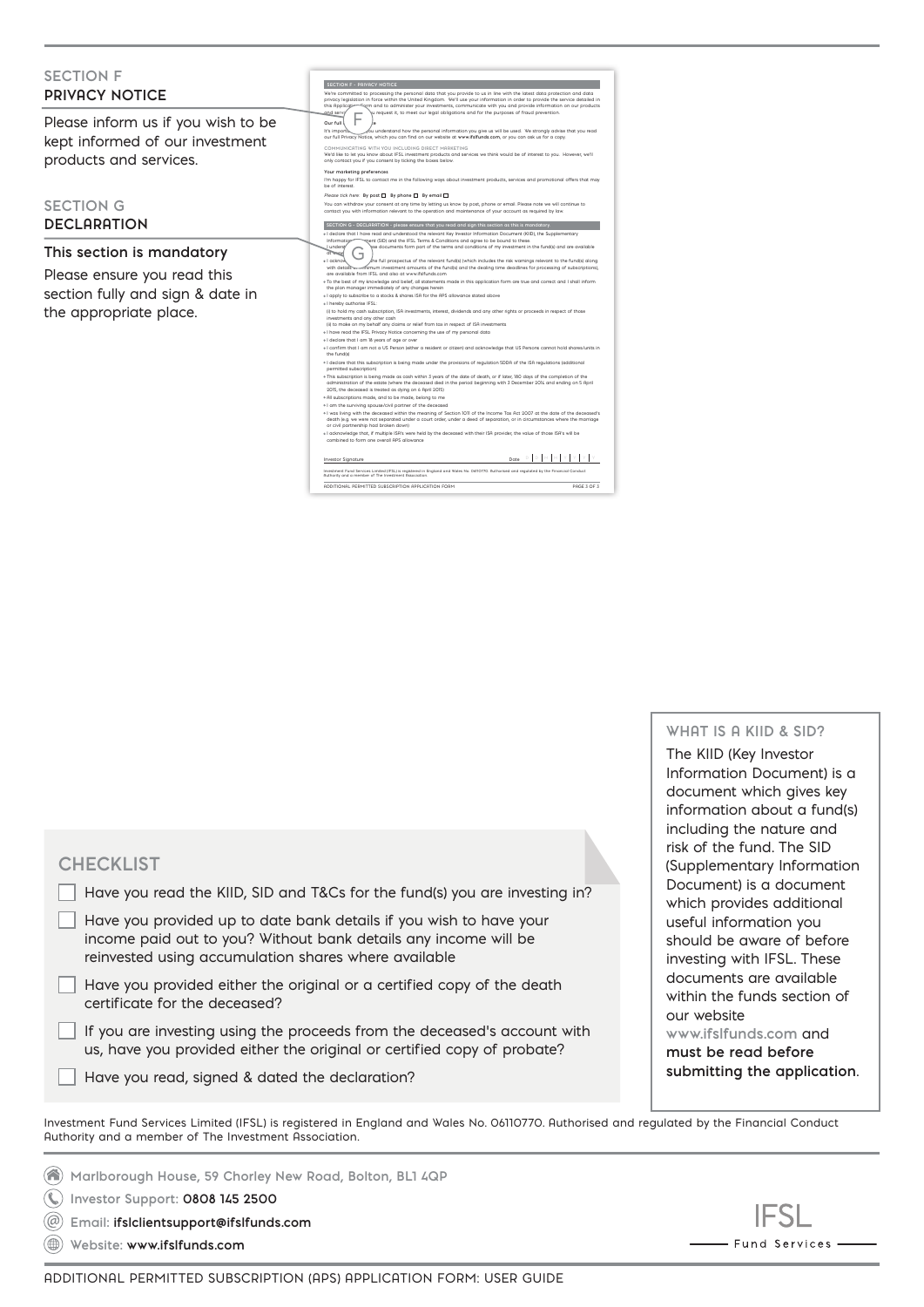## SECTION F
**PRIVACY NOTICE**

Please inform us if you wish to be kept informed of our investment products and services.

## SECTION G
**DECLARATION**

**This section is mandatory**

Please ensure you read this section fully and sign & date in the appropriate place.

### WHAT IS A KIID & SID?

The KIID (Key Investor Information Document) is a document which gives key information about a fund(s) including the nature and risk of the fund. The SID (Supplementary Information Document) is a document which provides additional useful information you should be aware of before investing with IFSL. These documents are available within the funds section of our website www.ifslfunds.com and **must be read before submitting the application**.

### CHECKLIST

- ☐ Have you read the KIID, SID and T&Cs for the fund(s) you are investing in?
- ☐ Have you provided up to date bank details if you wish to have your income paid out to you? Without bank details any income will be reinvested using accumulation shares where available
- ☐ Have you provided either the original or a certified copy of the death certificate for the deceased?
- ☐ If you are investing using the proceeds from the deceased's account with us, have you provided either the original or certified copy of probate?
- ☐ Have you read, signed & dated the declaration?

Investment Fund Services Limited (IFSL) is registered in England and Wales No. 06110770. Authorised and regulated by the Financial Conduct Authority and a member of The Investment Association.

Marlborough House, 59 Chorley New Road, Bolton, BL1 4QP

Investor Support: **0808 145 2500**

Email: **ifslclientsupport@ifslfunds.com**

Website: **www.ifslfunds.com**

IFSL Fund Services

ADDITIONAL PERMITTED SUBSCRIPTION (APS) APPLICATION FORM: USER GUIDE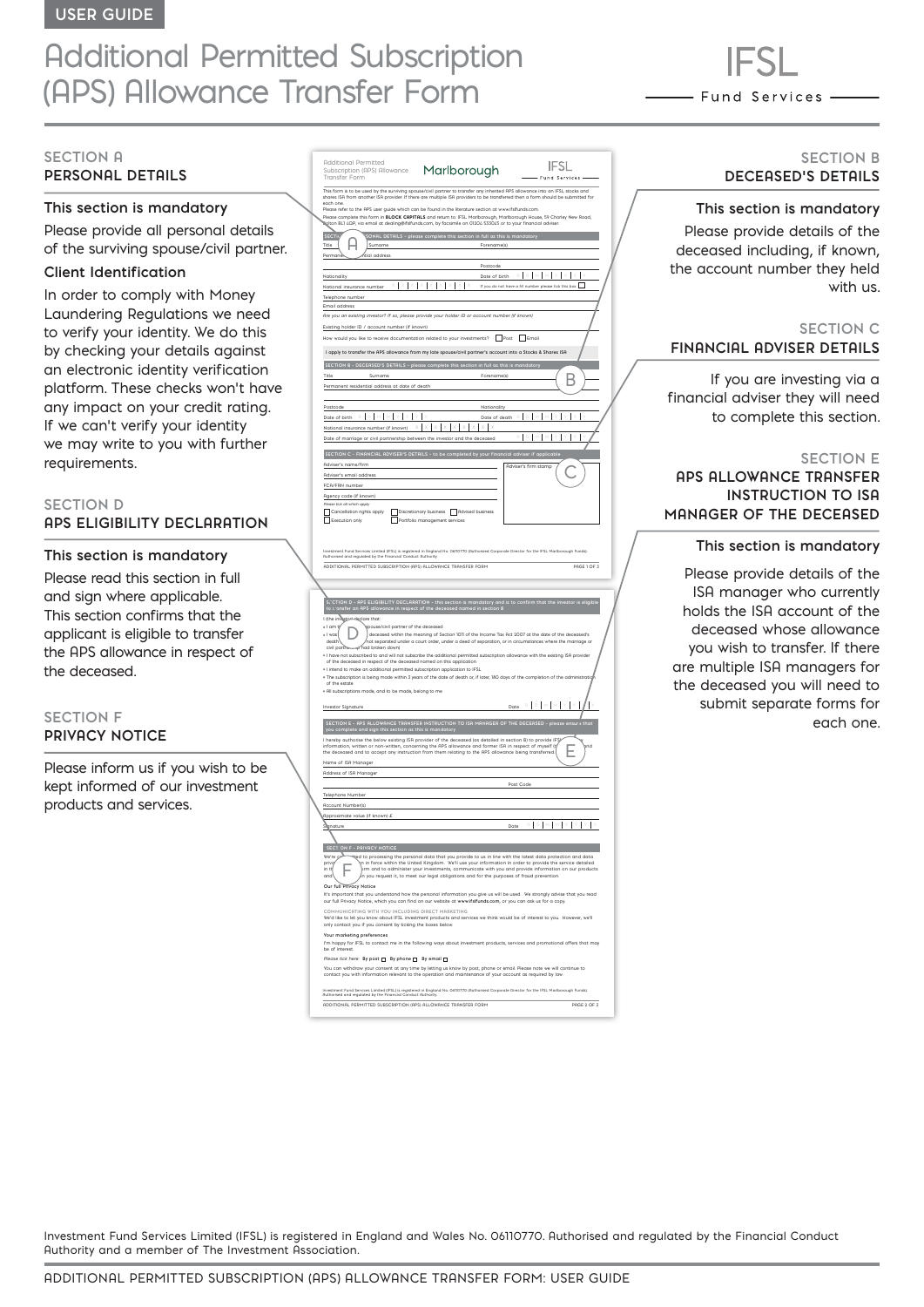USER GUIDE

# Additional Permitted Subscription (APS) Allowance Transfer Form

IFSL Fund Services

## SECTION A
## PERSONAL DETAILS

### This section is mandatory

Please provide all personal details of the surviving spouse/civil partner.

### Client Identification

In order to comply with Money Laundering Regulations we need to verify your identity. We do this by checking your details against an electronic identity verification platform. These checks won't have any impact on your credit rating. If we can't verify your identity we may write to you with further requirements.

## SECTION D
## APS ELIGIBILITY DECLARATION

### This section is mandatory

Please read this section in full and sign where applicable. This section confirms that the applicant is eligible to transfer the APS allowance in respect of the deceased.

## SECTION F
## PRIVACY NOTICE

Please inform us if you wish to be kept informed of our investment products and services.

## SECTION B
## DECEASED'S DETAILS

### This section is mandatory

Please provide details of the deceased including, if known, the account number they held with us.

## SECTION C
## FINANCIAL ADVISER DETAILS

If you are investing via a financial adviser they will need to complete this section.

## SECTION E
## APS ALLOWANCE TRANSFER INSTRUCTION TO ISA MANAGER OF THE DECEASED

### This section is mandatory

Please provide details of the ISA manager who currently holds the ISA account of the deceased whose allowance you wish to transfer. If there are multiple ISA managers for the deceased you will need to submit separate forms for each one.

Investment Fund Services Limited (IFSL) is registered in England and Wales No. 06110770. Authorised and regulated by the Financial Conduct Authority and a member of The Investment Association.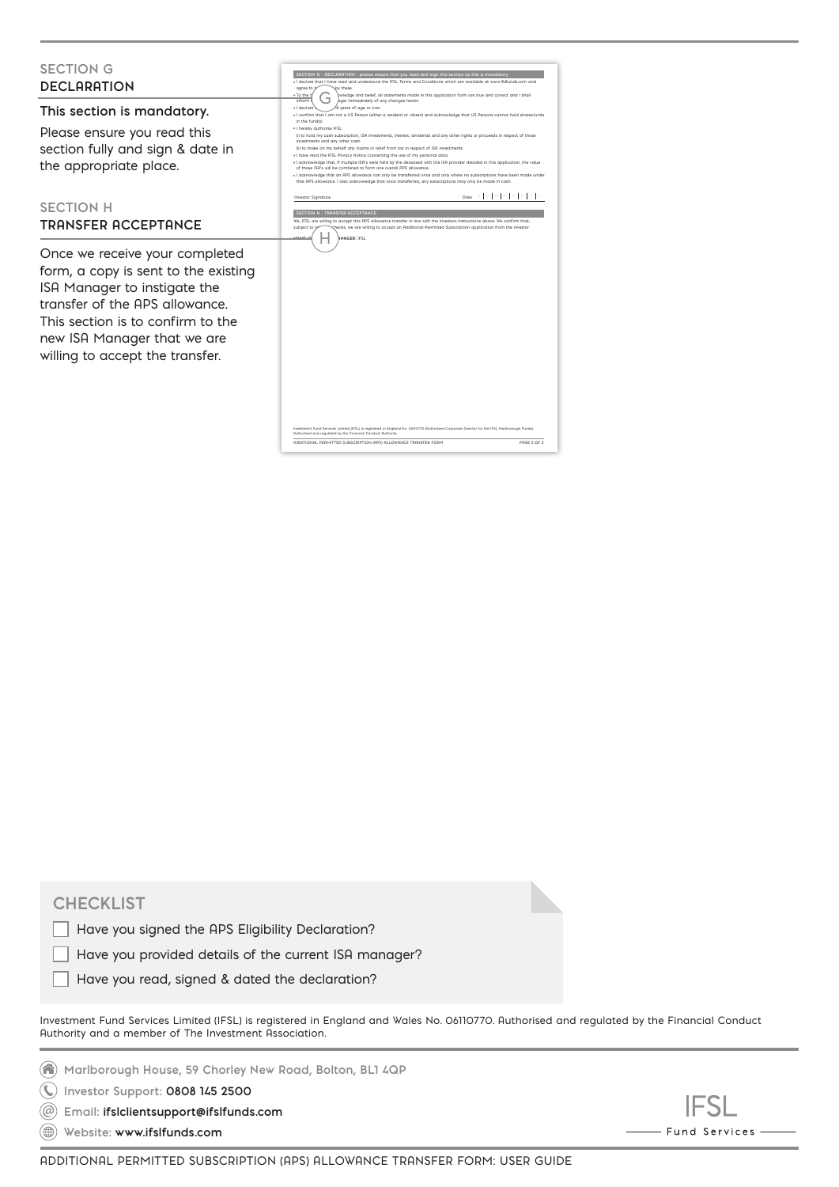## SECTION G
## DECLARATION

**This section is mandatory.**

Please ensure you read this section fully and sign & date in the appropriate place.

## SECTION H
## TRANSFER ACCEPTANCE

Once we receive your completed form, a copy is sent to the existing ISA Manager to instigate the transfer of the APS allowance. This section is to confirm to the new ISA Manager that we are willing to accept the transfer.

SECTION G - DECLARATION - please ensure that you read and sign this section as this is mandatory

- I declare that I have read and understood the IFSL Terms and Conditions which are available at www.ifslfunds.com and agree to be bound by these
- To the best of my knowledge and belief, all statements made in this application form are true and correct and I shall inform the ISA Manager immediately of any changes herein
- I declare that I am 18 years of age or over
- I confirm that I am not a US Person (either a resident or citizen) and acknowledge that US Persons cannot hold shares/units in the fund(s)
- I hereby authorise IFSL:
  - (i) to hold my cash subscription, ISA investments, interest, dividends and any other rights or proceeds in respect of those investments and any other cash
  - (ii) to make on my behalf any claims or relief from tax in respect of ISA investments
- I have read the IFSL Privacy Notice concerning the use of my personal data
- I acknowledge that, if multiple ISA's were held by the deceased with the ISA provider detailed in this application, the value of those ISA's will be combined to form one overall APS allowance
- I acknowledge that an APS allowance can only be transferred once and only where no subscriptions have been made under that APS allowance. I also acknowledge that once transferred, any subscriptions may only be made in cash

Investor Signature

Date

SECTION H - TRANSFER ACCEPTANCE

We, IFSL are willing to accept this APS allowance transfer in line with the investors instructions above. We confirm that, subject to our checks, we are willing to accept an Additional Permitted Subscription application from the investor.

NAME OF MANAGER: IFSL

Investment Fund Services Limited (IFSL) is registered in England No. 06110770 (Authorised Corporate Director for the IFSL Marlborough Funds). Authorised and regulated by the Financial Conduct Authority.

ADDITIONAL PERMITTED SUBSCRIPTION (APS) ALLOWANCE TRANSFER FORM — PAGE 3 OF 3

## CHECKLIST

- ☐ Have you signed the APS Eligibility Declaration?
- ☐ Have you provided details of the current ISA manager?
- ☐ Have you read, signed & dated the declaration?

Investment Fund Services Limited (IFSL) is registered in England and Wales No. 06110770. Authorised and regulated by the Financial Conduct Authority and a member of The Investment Association.

Marlborough House, 59 Chorley New Road, Bolton, BL1 4QP

Investor Support: **0808 145 2500**

Email: **ifslclientsupport@ifslfunds.com**

Website: **www.ifslfunds.com**

IFSL Fund Services